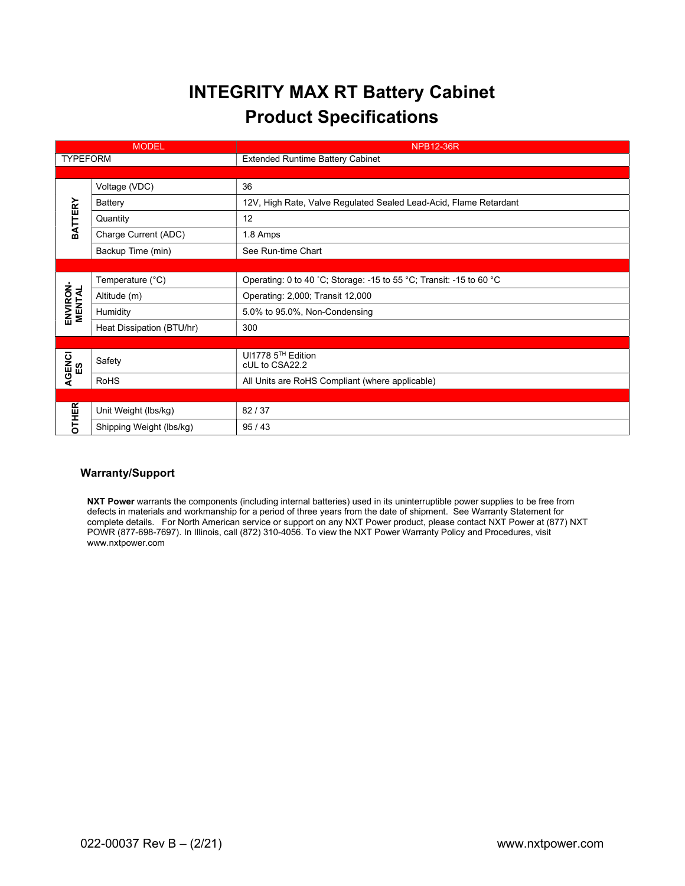# INTEGRITY MAX RT Battery Cabinet
# Product Specifications

| MODEL | | NPB12-36R |
|---|---|---|
| TYPEFORM | | Extended Runtime Battery Cabinet |
| | | |
| BATTERY | Voltage (VDC) | 36 |
| | Battery | 12V, High Rate, Valve Regulated Sealed Lead-Acid, Flame Retardant |
| | Quantity | 12 |
| | Charge Current (ADC) | 1.8 Amps |
| | Backup Time (min) | See Run-time Chart |
| | | |
| ENVIRON-MENTAL | Temperature (°C) | Operating: 0 to 40 ˚C; Storage: -15 to 55 °C; Transit: -15 to 60 °C |
| | Altitude (m) | Operating: 2,000; Transit 12,000 |
| | Humidity | 5.0% to 95.0%, Non-Condensing |
| | Heat Dissipation (BTU/hr) | 300 |
| | | |
| AGENCIES | Safety | Ul1778 5TH Edition<br>cUL to CSA22.2 |
| | RoHS | All Units are RoHS Compliant (where applicable) |
| | | |
| OTHER | Unit Weight (lbs/kg) | 82 / 37 |
| | Shipping Weight (lbs/kg) | 95 / 43 |

### Warranty/Support

**NXT Power** warrants the components (including internal batteries) used in its uninterruptible power supplies to be free from defects in materials and workmanship for a period of three years from the date of shipment. See Warranty Statement for complete details. For North American service or support on any NXT Power product, please contact NXT Power at (877) NXT POWR (877-698-7697). In Illinois, call (872) 310-4056. To view the NXT Power Warranty Policy and Procedures, visit www.nxtpower.com

022-00037 Rev B – (2/21)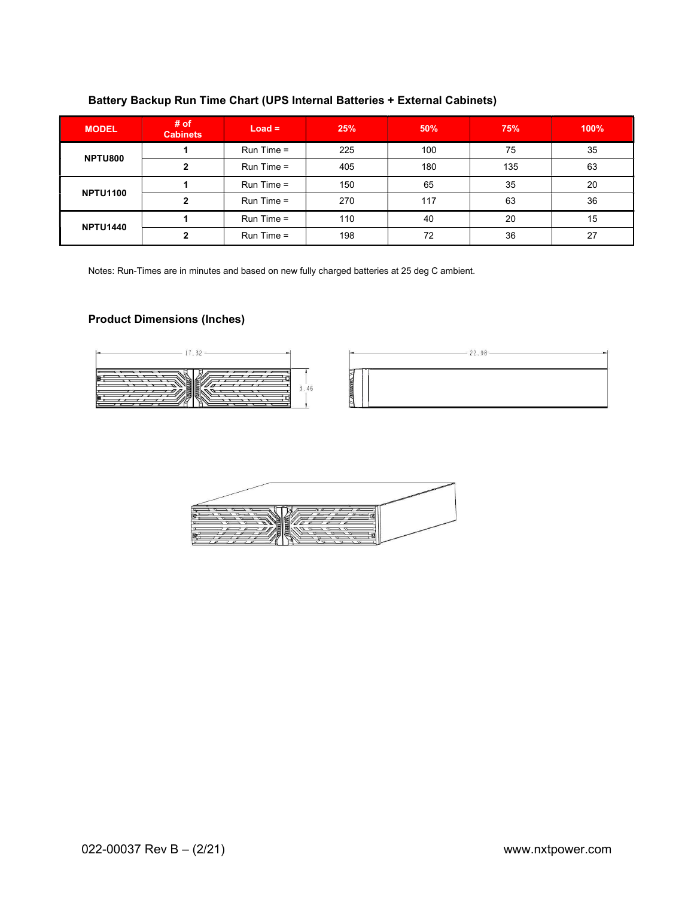### Battery Backup Run Time Chart (UPS Internal Batteries + External Cabinets)

| MODEL | # of Cabinets | Load = | 25% | 50% | 75% | 100% |
|---|---|---|---|---|---|---|
| NPTU800 | 1 | Run Time = | 225 | 100 | 75 | 35 |
| | 2 | Run Time = | 405 | 180 | 135 | 63 |
| NPTU1100 | 1 | Run Time = | 150 | 65 | 35 | 20 |
| | 2 | Run Time = | 270 | 117 | 63 | 36 |
| NPTU1440 | 1 | Run Time = | 110 | 40 | 20 | 15 |
| | 2 | Run Time = | 198 | 72 | 36 | 27 |

Notes: Run-Times are in minutes and based on new fully charged batteries at 25 deg C ambient.

### Product Dimensions (Inches)

17.32

3.46

22.98

022-00037 Rev B – (2/21)

www.nxtpower.com